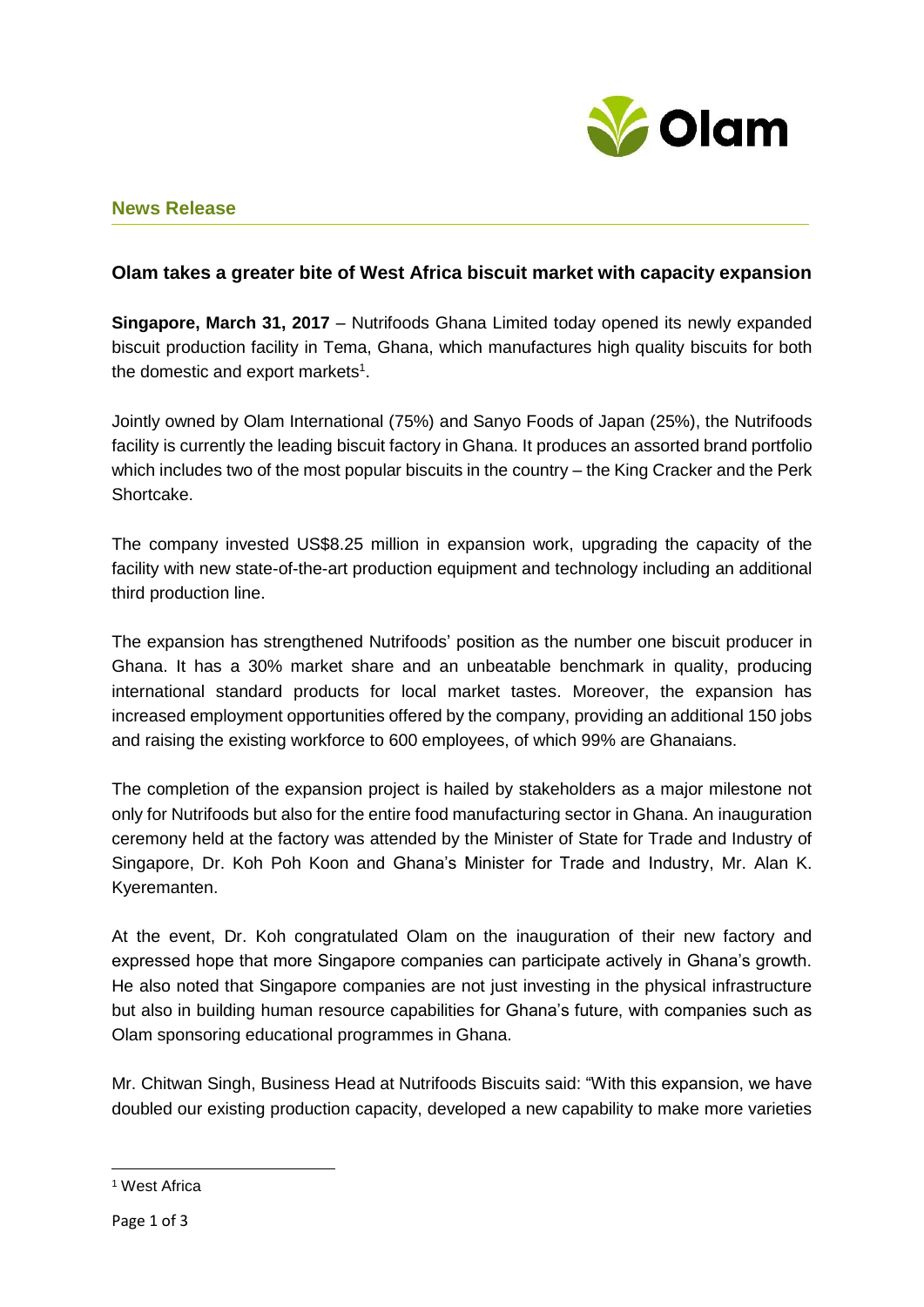**News Release**

### Olam takes a greater bite of West Africa biscuit market with capacity expansion

**Singapore, March 31, 2017** – Nutrifoods Ghana Limited today opened its newly expanded biscuit production facility in Tema, Ghana, which manufactures high quality biscuits for both the domestic and export markets[1].

Jointly owned by Olam International (75%) and Sanyo Foods of Japan (25%), the Nutrifoods facility is currently the leading biscuit factory in Ghana. It produces an assorted brand portfolio which includes two of the most popular biscuits in the country – the King Cracker and the Perk Shortcake.

The company invested US$8.25 million in expansion work, upgrading the capacity of the facility with new state-of-the-art production equipment and technology including an additional third production line.

The expansion has strengthened Nutrifoods' position as the number one biscuit producer in Ghana. It has a 30% market share and an unbeatable benchmark in quality, producing international standard products for local market tastes. Moreover, the expansion has increased employment opportunities offered by the company, providing an additional 150 jobs and raising the existing workforce to 600 employees, of which 99% are Ghanaians.

The completion of the expansion project is hailed by stakeholders as a major milestone not only for Nutrifoods but also for the entire food manufacturing sector in Ghana. An inauguration ceremony held at the factory was attended by the Minister of State for Trade and Industry of Singapore, Dr. Koh Poh Koon and Ghana's Minister for Trade and Industry, Mr. Alan K. Kyeremanten.

At the event, Dr. Koh congratulated Olam on the inauguration of their new factory and expressed hope that more Singapore companies can participate actively in Ghana's growth. He also noted that Singapore companies are not just investing in the physical infrastructure but also in building human resource capabilities for Ghana's future, with companies such as Olam sponsoring educational programmes in Ghana.

Mr. Chitwan Singh, Business Head at Nutrifoods Biscuits said: "With this expansion, we have doubled our existing production capacity, developed a new capability to make more varieties

---

[1] West Africa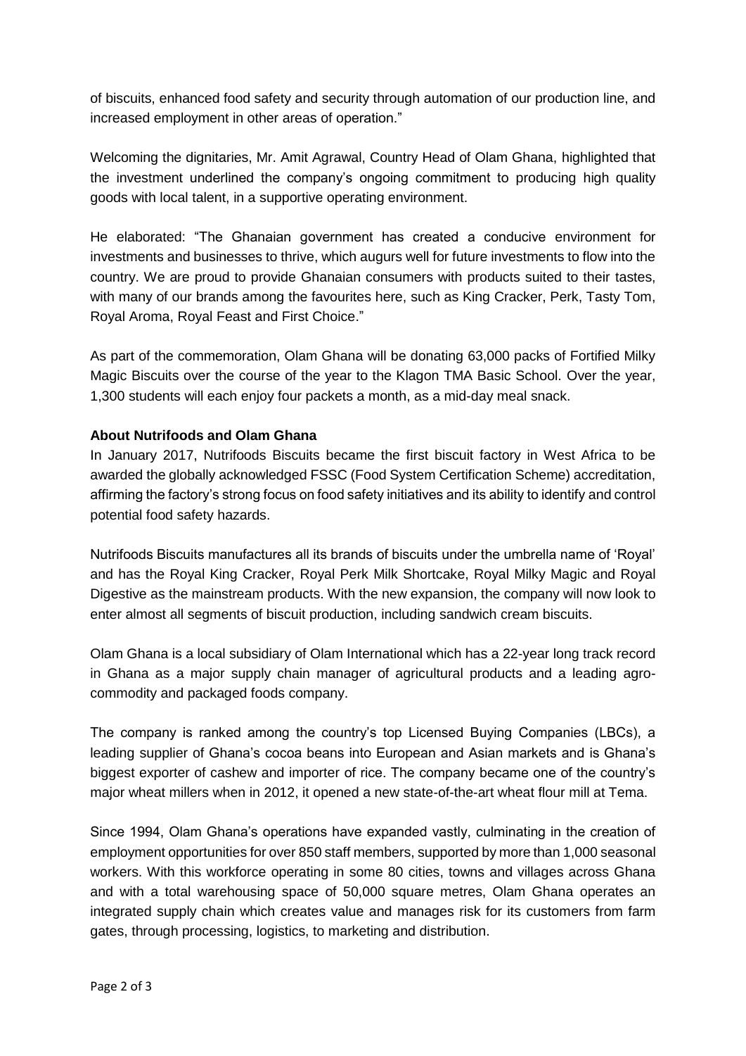of biscuits, enhanced food safety and security through automation of our production line, and increased employment in other areas of operation."

Welcoming the dignitaries, Mr. Amit Agrawal, Country Head of Olam Ghana, highlighted that the investment underlined the company's ongoing commitment to producing high quality goods with local talent, in a supportive operating environment.

He elaborated: "The Ghanaian government has created a conducive environment for investments and businesses to thrive, which augurs well for future investments to flow into the country. We are proud to provide Ghanaian consumers with products suited to their tastes, with many of our brands among the favourites here, such as King Cracker, Perk, Tasty Tom, Royal Aroma, Royal Feast and First Choice."

As part of the commemoration, Olam Ghana will be donating 63,000 packs of Fortified Milky Magic Biscuits over the course of the year to the Klagon TMA Basic School. Over the year, 1,300 students will each enjoy four packets a month, as a mid-day meal snack.

**About Nutrifoods and Olam Ghana**

In January 2017, Nutrifoods Biscuits became the first biscuit factory in West Africa to be awarded the globally acknowledged FSSC (Food System Certification Scheme) accreditation, affirming the factory's strong focus on food safety initiatives and its ability to identify and control potential food safety hazards.

Nutrifoods Biscuits manufactures all its brands of biscuits under the umbrella name of 'Royal' and has the Royal King Cracker, Royal Perk Milk Shortcake, Royal Milky Magic and Royal Digestive as the mainstream products. With the new expansion, the company will now look to enter almost all segments of biscuit production, including sandwich cream biscuits.

Olam Ghana is a local subsidiary of Olam International which has a 22-year long track record in Ghana as a major supply chain manager of agricultural products and a leading agro-commodity and packaged foods company.

The company is ranked among the country's top Licensed Buying Companies (LBCs), a leading supplier of Ghana's cocoa beans into European and Asian markets and is Ghana's biggest exporter of cashew and importer of rice. The company became one of the country's major wheat millers when in 2012, it opened a new state-of-the-art wheat flour mill at Tema.

Since 1994, Olam Ghana's operations have expanded vastly, culminating in the creation of employment opportunities for over 850 staff members, supported by more than 1,000 seasonal workers. With this workforce operating in some 80 cities, towns and villages across Ghana and with a total warehousing space of 50,000 square metres, Olam Ghana operates an integrated supply chain which creates value and manages risk for its customers from farm gates, through processing, logistics, to marketing and distribution.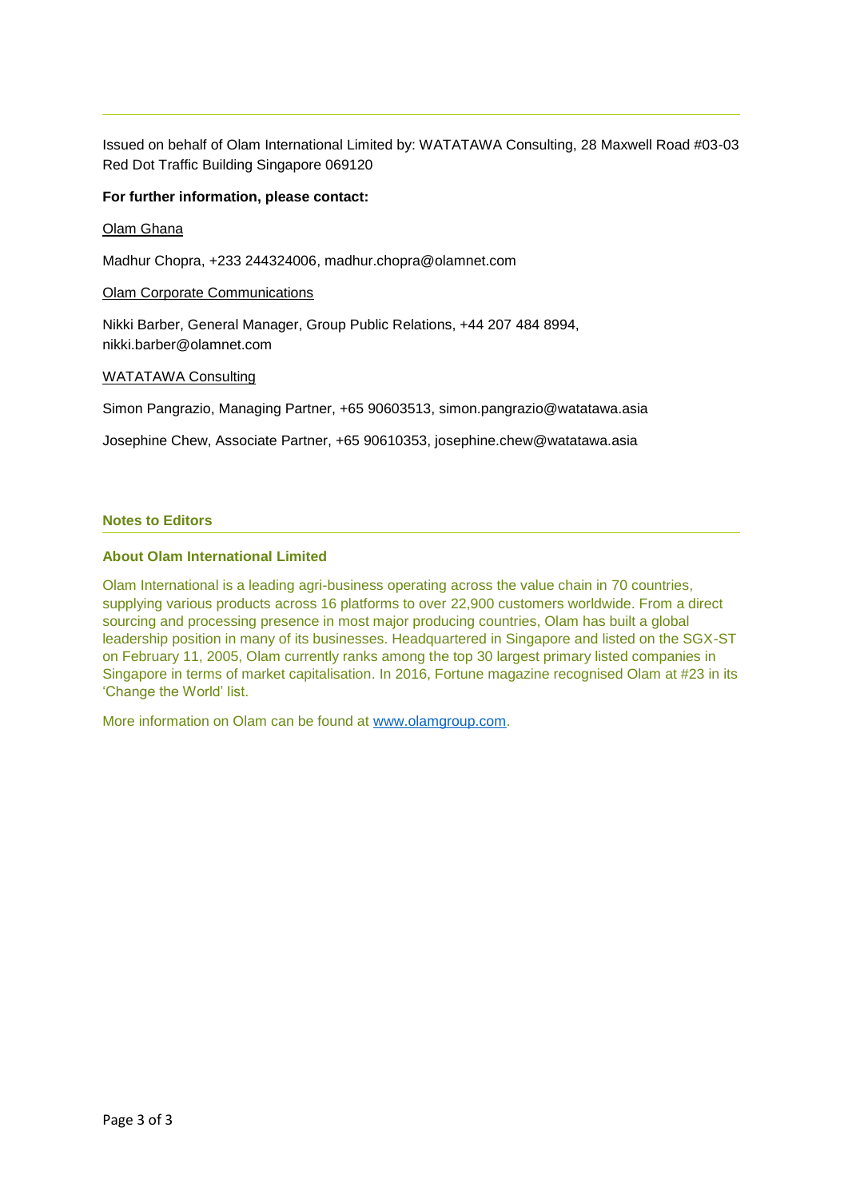Issued on behalf of Olam International Limited by: WATATAWA Consulting, 28 Maxwell Road #03-03 Red Dot Traffic Building Singapore 069120

**For further information, please contact:**

Olam Ghana

Madhur Chopra, +233 244324006, madhur.chopra@olamnet.com

Olam Corporate Communications

Nikki Barber, General Manager, Group Public Relations, +44 207 484 8994, nikki.barber@olamnet.com

WATATAWA Consulting

Simon Pangrazio, Managing Partner, +65 90603513, simon.pangrazio@watatawa.asia

Josephine Chew, Associate Partner, +65 90610353, josephine.chew@watatawa.asia

## Notes to Editors

### About Olam International Limited

Olam International is a leading agri-business operating across the value chain in 70 countries, supplying various products across 16 platforms to over 22,900 customers worldwide. From a direct sourcing and processing presence in most major producing countries, Olam has built a global leadership position in many of its businesses. Headquartered in Singapore and listed on the SGX-ST on February 11, 2005, Olam currently ranks among the top 30 largest primary listed companies in Singapore in terms of market capitalisation. In 2016, Fortune magazine recognised Olam at #23 in its 'Change the World' list.

More information on Olam can be found at www.olamgroup.com.